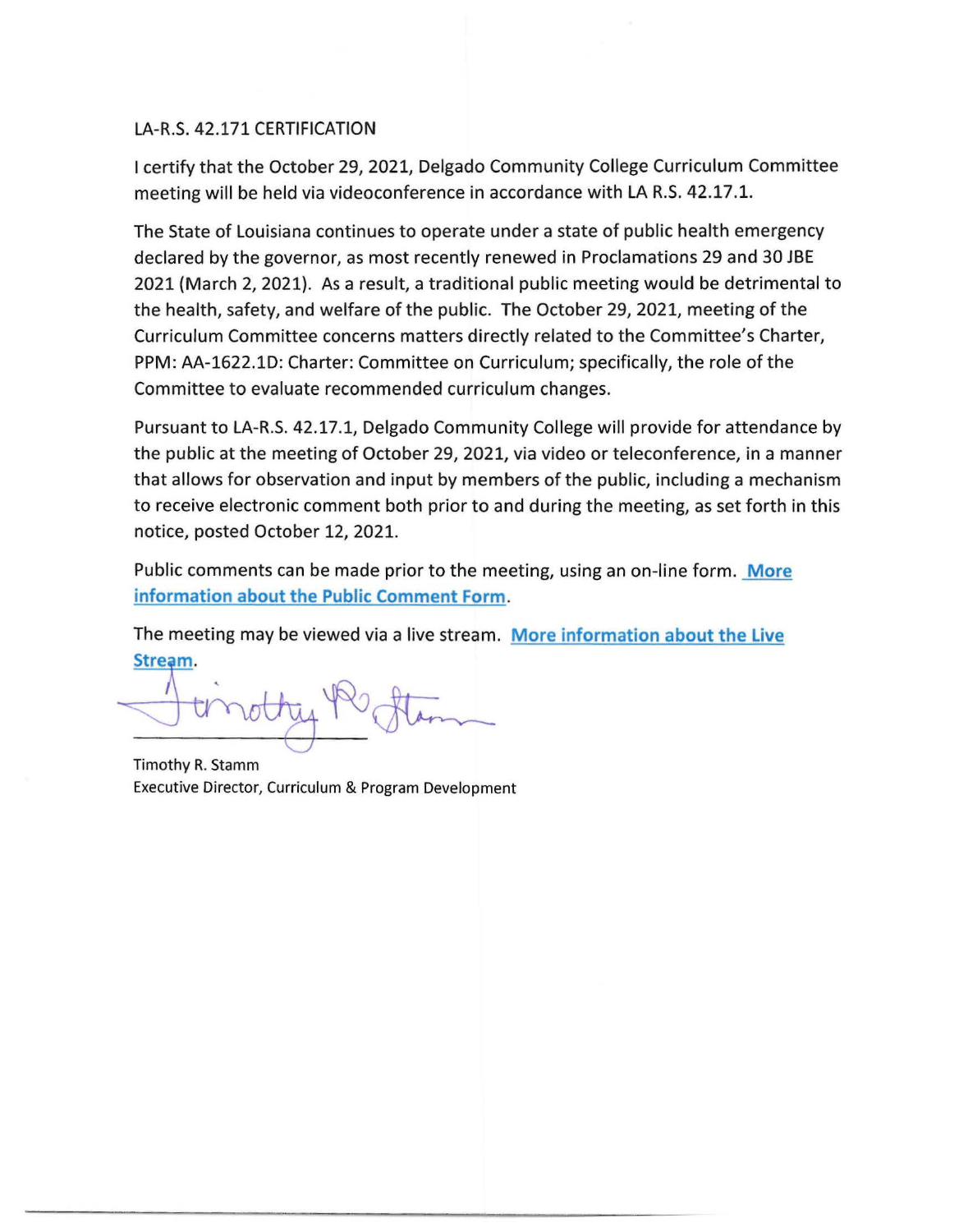LA-R.S. 42.171 CERTIFICATION

I certify that the October 29, 2021, Delgado Community College Curriculum Committee meeting will be held via videoconference in accordance with LA R.S. 42.17.1.

The State of Louisiana continues to operate under a state of public health emergency declared by the governor, as most recently renewed in Proclamations 29 and 30 JBE 2021 (March 2, 2021). As a result, a traditional public meeting would be detrimental to the health, safety, and welfare of the public. The October 29, 2021, meeting of the Curriculum Committee concerns matters directly related to the Committee's Charter, PPM: AA-1622.1D: Charter: Committee on Curriculum; specifically, the role of the Committee to evaluate recommended curriculum changes.

Pursuant to LA-R.S. 42.17.1, Delgado Community College will provide for attendance by the public at the meeting of October 29, 2021, via video or teleconference, in a manner that allows for observation and input by members of the public, including a mechanism to receive electronic comment both prior to and during the meeting, as set forth in this notice, posted October 12, 2021.

Public comments can be made prior to the meeting, using an on-line form. **More information about the Public Comment Form**.

The meeting may be viewed via a live stream. **More information about the Live Stream**.

Timothy R. Stamm
Executive Director, Curriculum & Program Development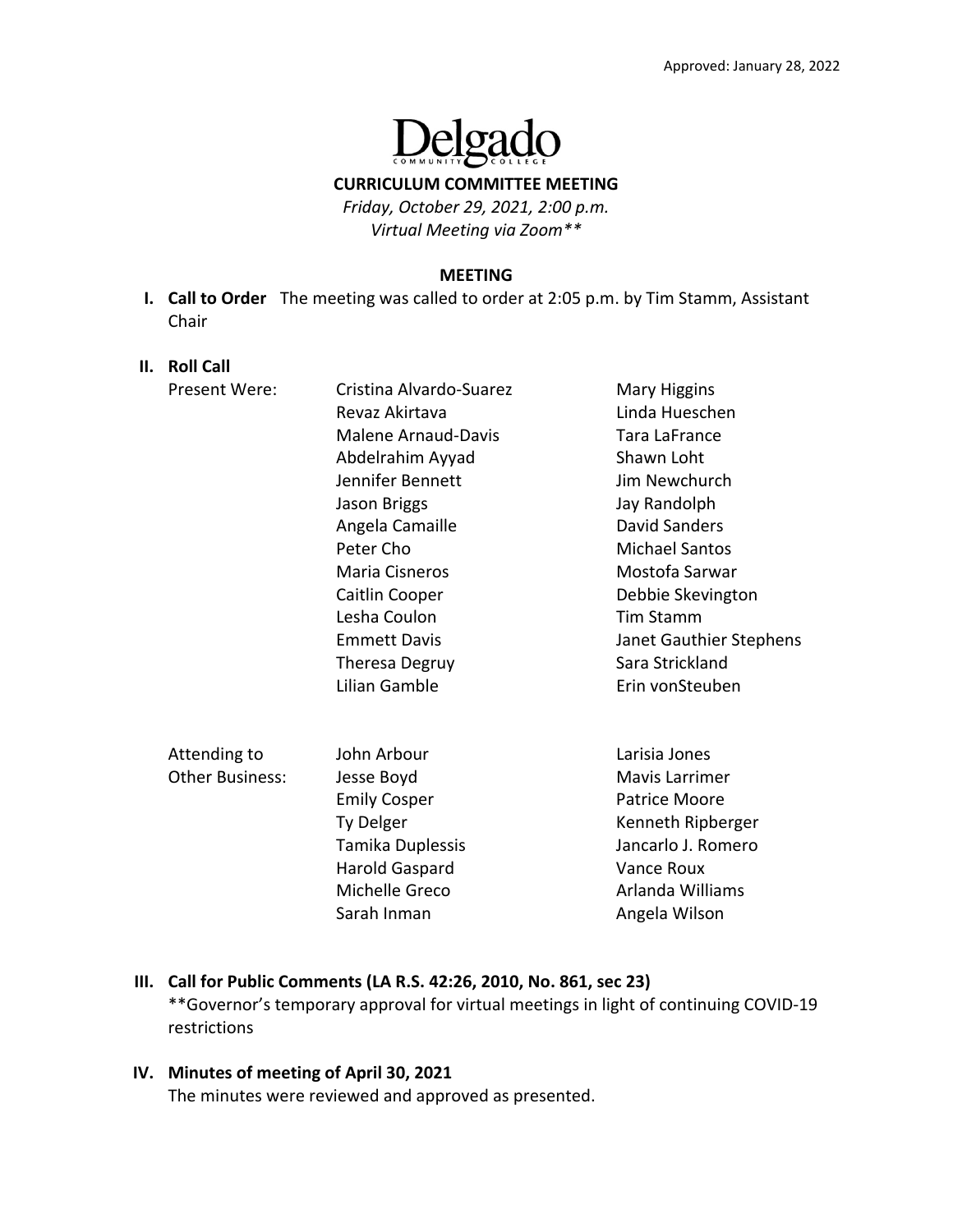Approved: January 28, 2022

Delgado Community College

**CURRICULUM COMMITTEE MEETING**

*Friday, October 29, 2021, 2:00 p.m.*
*Virtual Meeting via Zoom***

**MEETING**

**I. Call to Order** The meeting was called to order at 2:05 p.m. by Tim Stamm, Assistant Chair

**II. Roll Call**

Present Were:

| | |
|---|---|
| Cristina Alvardo-Suarez | Mary Higgins |
| Revaz Akirtava | Linda Hueschen |
| Malene Arnaud-Davis | Tara LaFrance |
| Abdelrahim Ayyad | Shawn Loht |
| Jennifer Bennett | Jim Newchurch |
| Jason Briggs | Jay Randolph |
| Angela Camaille | David Sanders |
| Peter Cho | Michael Santos |
| Maria Cisneros | Mostofa Sarwar |
| Caitlin Cooper | Debbie Skevington |
| Lesha Coulon | Tim Stamm |
| Emmett Davis | Janet Gauthier Stephens |
| Theresa Degruy | Sara Strickland |
| Lilian Gamble | Erin vonSteuben |

Attending to Other Business:

| | |
|---|---|
| John Arbour | Larisia Jones |
| Jesse Boyd | Mavis Larrimer |
| Emily Cosper | Patrice Moore |
| Ty Delger | Kenneth Ripberger |
| Tamika Duplessis | Jancarlo J. Romero |
| Harold Gaspard | Vance Roux |
| Michelle Greco | Arlanda Williams |
| Sarah Inman | Angela Wilson |

**III. Call for Public Comments (LA R.S. 42:26, 2010, No. 861, sec 23)**

**Governor's temporary approval for virtual meetings in light of continuing COVID-19 restrictions

**IV. Minutes of meeting of April 30, 2021**

The minutes were reviewed and approved as presented.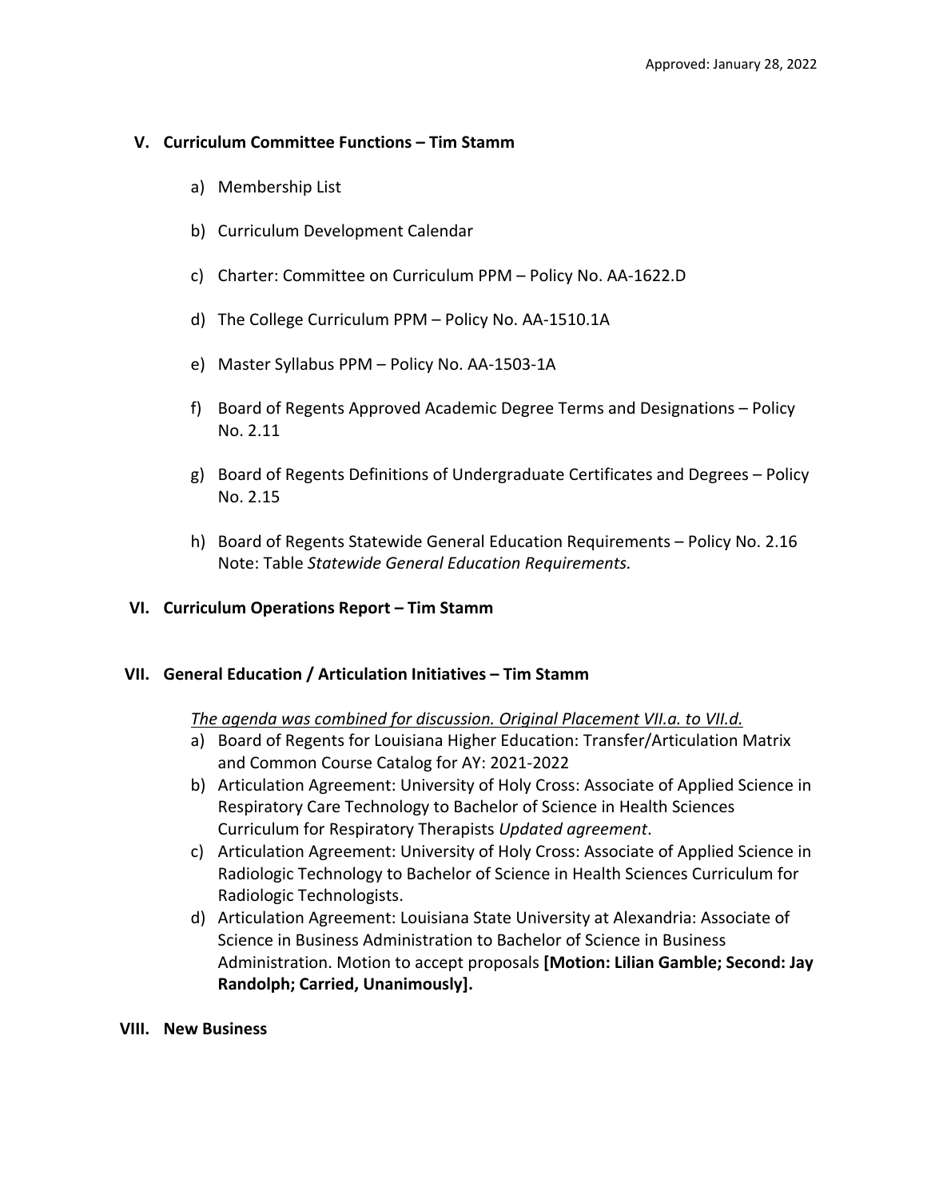## V. Curriculum Committee Functions – Tim Stamm

a) Membership List

b) Curriculum Development Calendar

c) Charter: Committee on Curriculum PPM – Policy No. AA-1622.D

d) The College Curriculum PPM – Policy No. AA-1510.1A

e) Master Syllabus PPM – Policy No. AA-1503-1A

f) Board of Regents Approved Academic Degree Terms and Designations – Policy No. 2.11

g) Board of Regents Definitions of Undergraduate Certificates and Degrees – Policy No. 2.15

h) Board of Regents Statewide General Education Requirements – Policy No. 2.16 Note: Table *Statewide General Education Requirements.*

## VI. Curriculum Operations Report – Tim Stamm

## VII. General Education / Articulation Initiatives – Tim Stamm

*The agenda was combined for discussion. Original Placement VII.a. to VII.d.*

a) Board of Regents for Louisiana Higher Education: Transfer/Articulation Matrix and Common Course Catalog for AY: 2021-2022

b) Articulation Agreement: University of Holy Cross: Associate of Applied Science in Respiratory Care Technology to Bachelor of Science in Health Sciences Curriculum for Respiratory Therapists *Updated agreement*.

c) Articulation Agreement: University of Holy Cross: Associate of Applied Science in Radiologic Technology to Bachelor of Science in Health Sciences Curriculum for Radiologic Technologists.

d) Articulation Agreement: Louisiana State University at Alexandria: Associate of Science in Business Administration to Bachelor of Science in Business Administration. Motion to accept proposals **[Motion: Lilian Gamble; Second: Jay Randolph; Carried, Unanimously].**

## VIII. New Business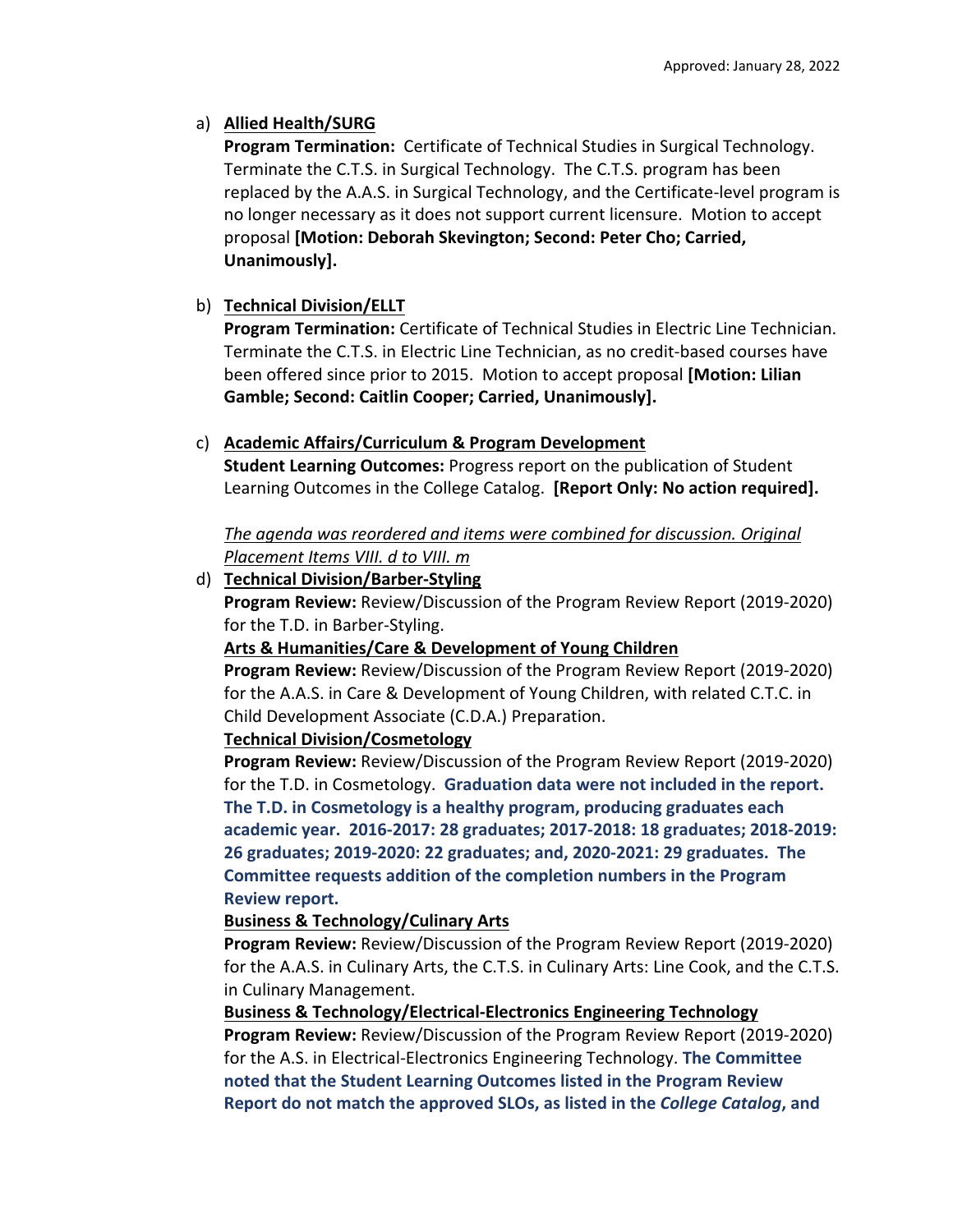a) **Allied Health/SURG**
   **Program Termination:** Certificate of Technical Studies in Surgical Technology. Terminate the C.T.S. in Surgical Technology. The C.T.S. program has been replaced by the A.A.S. in Surgical Technology, and the Certificate-level program is no longer necessary as it does not support current licensure. Motion to accept proposal **[Motion: Deborah Skevington; Second: Peter Cho; Carried, Unanimously].**

b) **Technical Division/ELLT**
   **Program Termination:** Certificate of Technical Studies in Electric Line Technician. Terminate the C.T.S. in Electric Line Technician, as no credit-based courses have been offered since prior to 2015. Motion to accept proposal **[Motion: Lilian Gamble; Second: Caitlin Cooper; Carried, Unanimously].**

c) **Academic Affairs/Curriculum & Program Development**
   **Student Learning Outcomes:** Progress report on the publication of Student Learning Outcomes in the College Catalog. **[Report Only: No action required].**

   *The agenda was reordered and items were combined for discussion. Original Placement Items VIII. d to VIII. m*

d) **Technical Division/Barber-Styling**
   **Program Review:** Review/Discussion of the Program Review Report (2019-2020) for the T.D. in Barber-Styling.
   **Arts & Humanities/Care & Development of Young Children**
   **Program Review:** Review/Discussion of the Program Review Report (2019-2020) for the A.A.S. in Care & Development of Young Children, with related C.T.C. in Child Development Associate (C.D.A.) Preparation.
   **Technical Division/Cosmetology**
   **Program Review:** Review/Discussion of the Program Review Report (2019-2020) for the T.D. in Cosmetology. **Graduation data were not included in the report. The T.D. in Cosmetology is a healthy program, producing graduates each academic year. 2016-2017: 28 graduates; 2017-2018: 18 graduates; 2018-2019: 26 graduates; 2019-2020: 22 graduates; and, 2020-2021: 29 graduates. The Committee requests addition of the completion numbers in the Program Review report.**
   **Business & Technology/Culinary Arts**
   **Program Review:** Review/Discussion of the Program Review Report (2019-2020) for the A.A.S. in Culinary Arts, the C.T.S. in Culinary Arts: Line Cook, and the C.T.S. in Culinary Management.
   **Business & Technology/Electrical-Electronics Engineering Technology**
   **Program Review:** Review/Discussion of the Program Review Report (2019-2020) for the A.S. in Electrical-Electronics Engineering Technology. **The Committee noted that the Student Learning Outcomes listed in the Program Review Report do not match the approved SLOs, as listed in the *College Catalog*, and**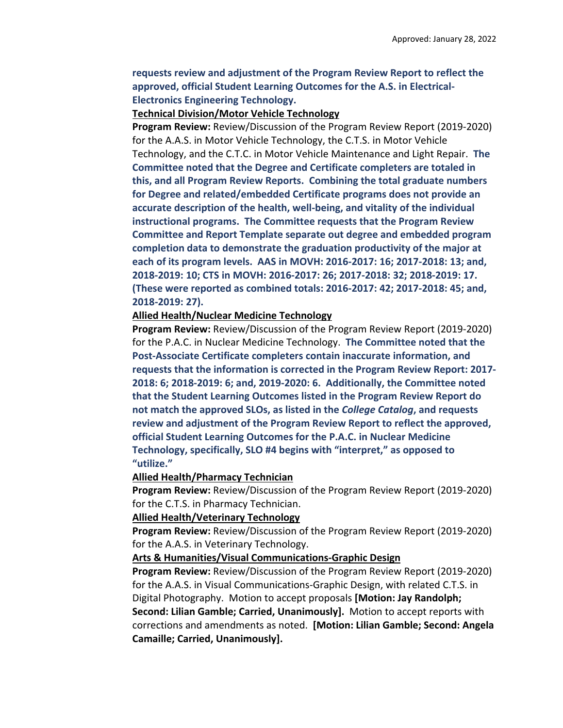**requests review and adjustment of the Program Review Report to reflect the approved, official Student Learning Outcomes for the A.S. in Electrical-Electronics Engineering Technology.**

**Technical Division/Motor Vehicle Technology**

**Program Review:** Review/Discussion of the Program Review Report (2019-2020) for the A.A.S. in Motor Vehicle Technology, the C.T.S. in Motor Vehicle Technology, and the C.T.C. in Motor Vehicle Maintenance and Light Repair. **The Committee noted that the Degree and Certificate completers are totaled in this, and all Program Review Reports. Combining the total graduate numbers for Degree and related/embedded Certificate programs does not provide an accurate description of the health, well-being, and vitality of the individual instructional programs. The Committee requests that the Program Review Committee and Report Template separate out degree and embedded program completion data to demonstrate the graduation productivity of the major at each of its program levels. AAS in MOVH: 2016-2017: 16; 2017-2018: 13; and, 2018-2019: 10; CTS in MOVH: 2016-2017: 26; 2017-2018: 32; 2018-2019: 17. (These were reported as combined totals: 2016-2017: 42; 2017-2018: 45; and, 2018-2019: 27).**

**Allied Health/Nuclear Medicine Technology**

**Program Review:** Review/Discussion of the Program Review Report (2019-2020) for the P.A.C. in Nuclear Medicine Technology. **The Committee noted that the Post-Associate Certificate completers contain inaccurate information, and requests that the information is corrected in the Program Review Report: 2017-2018: 6; 2018-2019: 6; and, 2019-2020: 6. Additionally, the Committee noted that the Student Learning Outcomes listed in the Program Review Report do not match the approved SLOs, as listed in the *College Catalog*, and requests review and adjustment of the Program Review Report to reflect the approved, official Student Learning Outcomes for the P.A.C. in Nuclear Medicine Technology, specifically, SLO #4 begins with "interpret," as opposed to "utilize."**

**Allied Health/Pharmacy Technician**

**Program Review:** Review/Discussion of the Program Review Report (2019-2020) for the C.T.S. in Pharmacy Technician.

**Allied Health/Veterinary Technology**

**Program Review:** Review/Discussion of the Program Review Report (2019-2020) for the A.A.S. in Veterinary Technology.

**Arts & Humanities/Visual Communications-Graphic Design**

**Program Review:** Review/Discussion of the Program Review Report (2019-2020) for the A.A.S. in Visual Communications-Graphic Design, with related C.T.S. in Digital Photography. Motion to accept proposals **[Motion: Jay Randolph; Second: Lilian Gamble; Carried, Unanimously].** Motion to accept reports with corrections and amendments as noted. **[Motion: Lilian Gamble; Second: Angela Camaille; Carried, Unanimously].**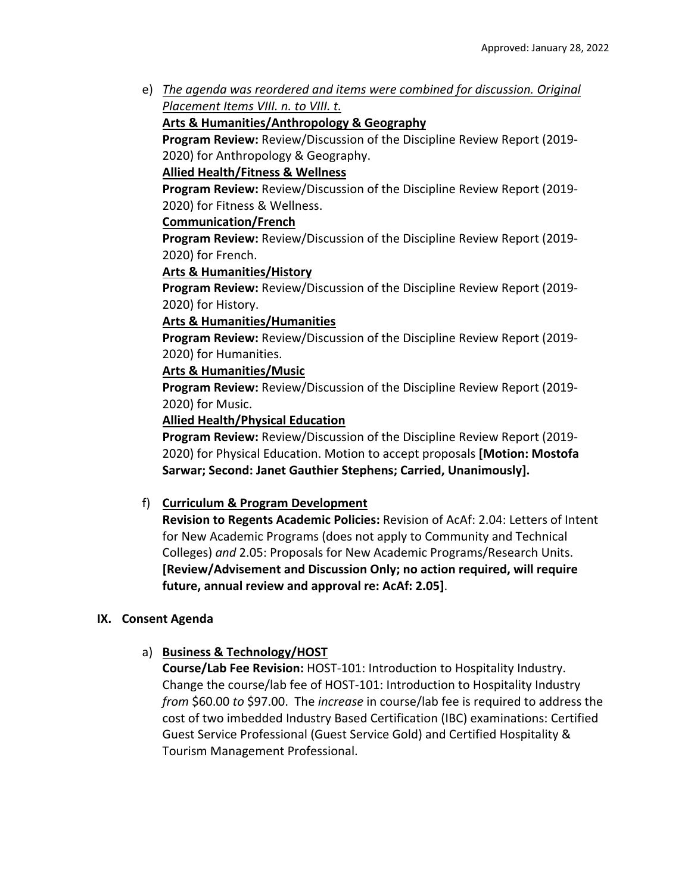e) ***The agenda was reordered and items were combined for discussion. Original Placement Items VIII. n. to VIII. t.***

**Arts & Humanities/Anthropology & Geography**
**Program Review:** Review/Discussion of the Discipline Review Report (2019-2020) for Anthropology & Geography.

**Allied Health/Fitness & Wellness**
**Program Review:** Review/Discussion of the Discipline Review Report (2019-2020) for Fitness & Wellness.

**Communication/French**
**Program Review:** Review/Discussion of the Discipline Review Report (2019-2020) for French.

**Arts & Humanities/History**
**Program Review:** Review/Discussion of the Discipline Review Report (2019-2020) for History.

**Arts & Humanities/Humanities**
**Program Review:** Review/Discussion of the Discipline Review Report (2019-2020) for Humanities.

**Arts & Humanities/Music**
**Program Review:** Review/Discussion of the Discipline Review Report (2019-2020) for Music.

**Allied Health/Physical Education**
**Program Review:** Review/Discussion of the Discipline Review Report (2019-2020) for Physical Education. Motion to accept proposals **[Motion: Mostofa Sarwar; Second: Janet Gauthier Stephens; Carried, Unanimously].**

f) **Curriculum & Program Development**
**Revision to Regents Academic Policies:** Revision of AcAf: 2.04: Letters of Intent for New Academic Programs (does not apply to Community and Technical Colleges) *and* 2.05: Proposals for New Academic Programs/Research Units. **[Review/Advisement and Discussion Only; no action required, will require future, annual review and approval re: AcAf: 2.05]**.

## IX. Consent Agenda

a) **Business & Technology/HOST**
**Course/Lab Fee Revision:** HOST-101: Introduction to Hospitality Industry. Change the course/lab fee of HOST-101: Introduction to Hospitality Industry *from* $60.00 *to* $97.00. The *increase* in course/lab fee is required to address the cost of two imbedded Industry Based Certification (IBC) examinations: Certified Guest Service Professional (Guest Service Gold) and Certified Hospitality & Tourism Management Professional.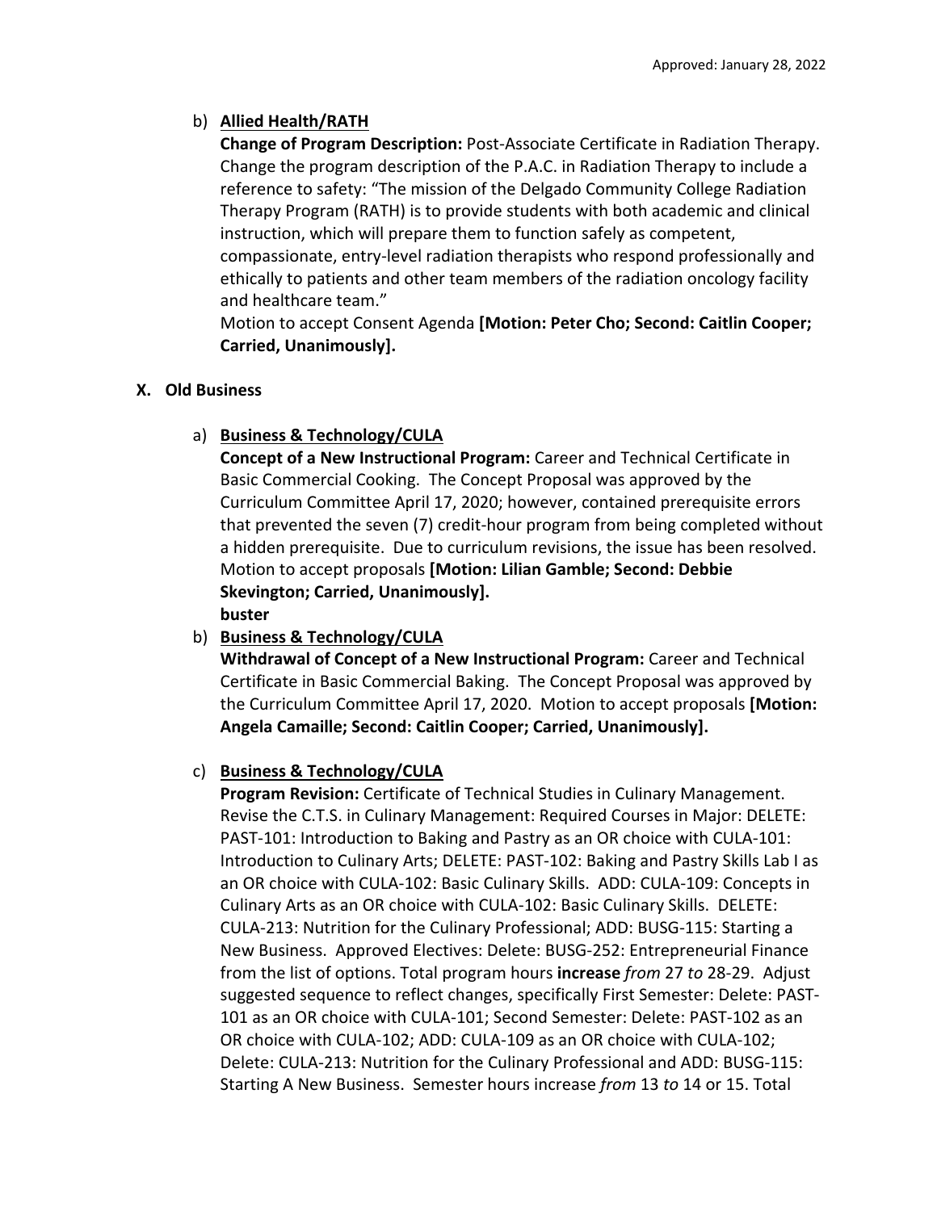b) **Allied Health/RATH**
**Change of Program Description:** Post-Associate Certificate in Radiation Therapy. Change the program description of the P.A.C. in Radiation Therapy to include a reference to safety: "The mission of the Delgado Community College Radiation Therapy Program (RATH) is to provide students with both academic and clinical instruction, which will prepare them to function safely as competent, compassionate, entry-level radiation therapists who respond professionally and ethically to patients and other team members of the radiation oncology facility and healthcare team."
Motion to accept Consent Agenda **[Motion: Peter Cho; Second: Caitlin Cooper; Carried, Unanimously].**

## X. Old Business

a) **Business & Technology/CULA**
**Concept of a New Instructional Program:** Career and Technical Certificate in Basic Commercial Cooking. The Concept Proposal was approved by the Curriculum Committee April 17, 2020; however, contained prerequisite errors that prevented the seven (7) credit-hour program from being completed without a hidden prerequisite. Due to curriculum revisions, the issue has been resolved. Motion to accept proposals **[Motion: Lilian Gamble; Second: Debbie Skevington; Carried, Unanimously].**
**buster**

b) **Business & Technology/CULA**
**Withdrawal of Concept of a New Instructional Program:** Career and Technical Certificate in Basic Commercial Baking. The Concept Proposal was approved by the Curriculum Committee April 17, 2020. Motion to accept proposals **[Motion: Angela Camaille; Second: Caitlin Cooper; Carried, Unanimously].**

c) **Business & Technology/CULA**
**Program Revision:** Certificate of Technical Studies in Culinary Management. Revise the C.T.S. in Culinary Management: Required Courses in Major: DELETE: PAST-101: Introduction to Baking and Pastry as an OR choice with CULA-101: Introduction to Culinary Arts; DELETE: PAST-102: Baking and Pastry Skills Lab I as an OR choice with CULA-102: Basic Culinary Skills. ADD: CULA-109: Concepts in Culinary Arts as an OR choice with CULA-102: Basic Culinary Skills. DELETE: CULA-213: Nutrition for the Culinary Professional; ADD: BUSG-115: Starting a New Business. Approved Electives: Delete: BUSG-252: Entrepreneurial Finance from the list of options. Total program hours **increase** *from* 27 *to* 28-29. Adjust suggested sequence to reflect changes, specifically First Semester: Delete: PAST-101 as an OR choice with CULA-101; Second Semester: Delete: PAST-102 as an OR choice with CULA-102; ADD: CULA-109 as an OR choice with CULA-102; Delete: CULA-213: Nutrition for the Culinary Professional and ADD: BUSG-115: Starting A New Business. Semester hours increase *from* 13 *to* 14 or 15. Total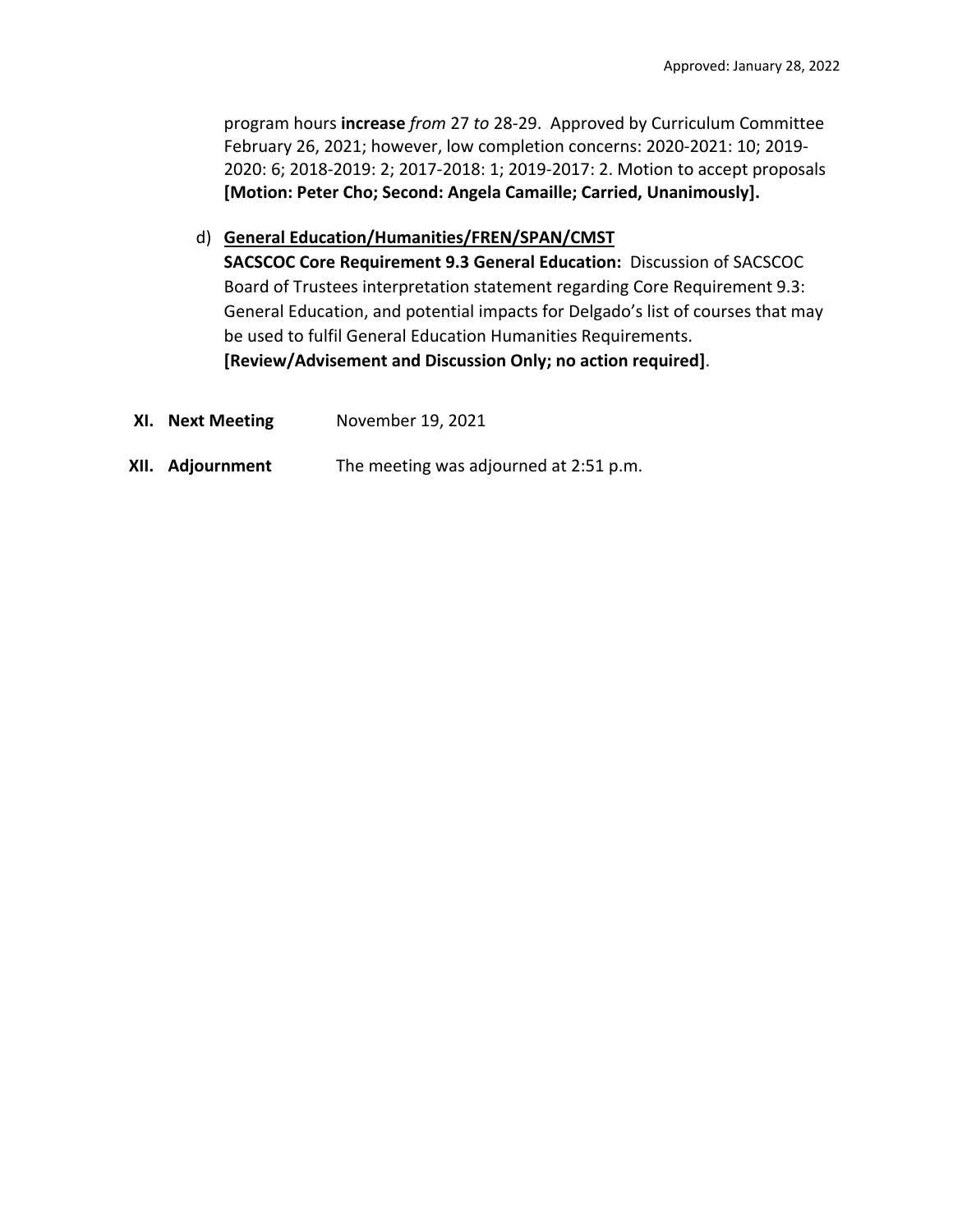program hours **increase** *from* 27 *to* 28-29. Approved by Curriculum Committee February 26, 2021; however, low completion concerns: 2020-2021: 10; 2019-2020: 6; 2018-2019: 2; 2017-2018: 1; 2019-2017: 2. Motion to accept proposals **[Motion: Peter Cho; Second: Angela Camaille; Carried, Unanimously].**

d) **General Education/Humanities/FREN/SPAN/CMST**
**SACSCOC Core Requirement 9.3 General Education:** Discussion of SACSCOC Board of Trustees interpretation statement regarding Core Requirement 9.3: General Education, and potential impacts for Delgado's list of courses that may be used to fulfil General Education Humanities Requirements. **[Review/Advisement and Discussion Only; no action required]**.

**XI. Next Meeting** November 19, 2021

**XII. Adjournment** The meeting was adjourned at 2:51 p.m.